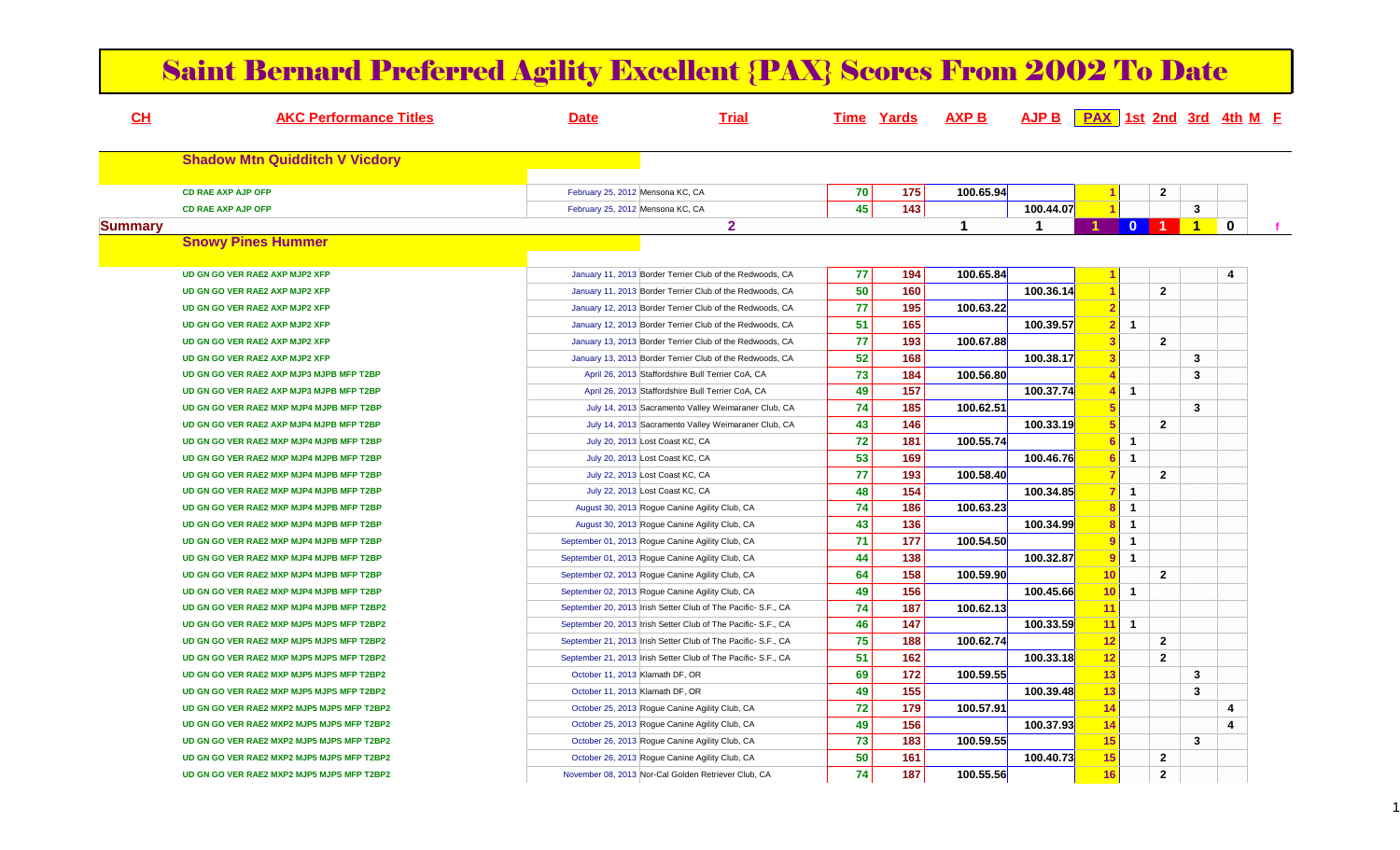# Saint Bernard Preferred Agility Excellent {PAX} Scores From 2002 To Date

| CH | AKC Performance Titles | Date | Trial | Time | Yards | AXP B | AJP B | PAX | 1st | 2nd | 3rd | 4th | M | F |
|---|---|---|---|---|---|---|---|---|---|---|---|---|---|---|
| | **Shadow Mtn Quidditch V Vicdory** | | | | | | | | | | | | | |
| | CD RAE AXP AJP OFP | February 25, 2012 | Mensona KC, CA | 70 | 175 | 100.65.94 | | 1 | | 2 | | | | |
| | CD RAE AXP AJP OFP | February 25, 2012 | Mensona KC, CA | 45 | 143 | | 100.44.07 | 1 | | | 3 | | | |
| **Summary** | | | 2 | | | 1 | 1 | 1 | 0 | 1 | 1 | 0 | | f |
| | **Snowy Pines Hummer** | | | | | | | | | | | | | |
| | UD GN GO VER RAE2 AXP MJP2 XFP | January 11, 2013 | Border Terrier Club of the Redwoods, CA | 77 | 194 | 100.65.84 | | 1 | | | | 4 | | |
| | UD GN GO VER RAE2 AXP MJP2 XFP | January 11, 2013 | Border Terrier Club of the Redwoods, CA | 50 | 160 | | 100.36.14 | 1 | | 2 | | | | |
| | UD GN GO VER RAE2 AXP MJP2 XFP | January 12, 2013 | Border Terrier Club of the Redwoods, CA | 77 | 195 | 100.63.22 | | 2 | | | | | | |
| | UD GN GO VER RAE2 AXP MJP2 XFP | January 12, 2013 | Border Terrier Club of the Redwoods, CA | 51 | 165 | | 100.39.57 | 2 | 1 | | | | | |
| | UD GN GO VER RAE2 AXP MJP2 XFP | January 13, 2013 | Border Terrier Club of the Redwoods, CA | 77 | 193 | 100.67.88 | | 3 | | 2 | | | | |
| | UD GN GO VER RAE2 AXP MJP2 XFP | January 13, 2013 | Border Terrier Club of the Redwoods, CA | 52 | 168 | | 100.38.17 | 3 | | | 3 | | | |
| | UD GN GO VER RAE2 AXP MJP3 MJPB MFP T2BP | April 26, 2013 | Staffordshire Bull Terrier CoA, CA | 73 | 184 | 100.56.80 | | 4 | | | 3 | | | |
| | UD GN GO VER RAE2 AXP MJP3 MJPB MFP T2BP | April 26, 2013 | Staffordshire Bull Terrier CoA, CA | 49 | 157 | | 100.37.74 | 4 | 1 | | | | | |
| | UD GN GO VER RAE2 MXP MJP4 MJPB MFP T2BP | July 14, 2013 | Sacramento Valley Weimaraner Club, CA | 74 | 185 | 100.62.51 | | 5 | | | 3 | | | |
| | UD GN GO VER RAE2 AXP MJP4 MJPB MFP T2BP | July 14, 2013 | Sacramento Valley Weimaraner Club, CA | 43 | 146 | | 100.33.19 | 5 | | 2 | | | | |
| | UD GN GO VER RAE2 MXP MJP4 MJPB MFP T2BP | July 20, 2013 | Lost Coast KC, CA | 72 | 181 | 100.55.74 | | 6 | 1 | | | | | |
| | UD GN GO VER RAE2 MXP MJP4 MJPB MFP T2BP | July 20, 2013 | Lost Coast KC, CA | 53 | 169 | | 100.46.76 | 6 | 1 | | | | | |
| | UD GN GO VER RAE2 MXP MJP4 MJPB MFP T2BP | July 22, 2013 | Lost Coast KC, CA | 77 | 193 | 100.58.40 | | 7 | | 2 | | | | |
| | UD GN GO VER RAE2 MXP MJP4 MJPB MFP T2BP | July 22, 2013 | Lost Coast KC, CA | 48 | 154 | | 100.34.85 | 7 | 1 | | | | | |
| | UD GN GO VER RAE2 MXP MJP4 MJPB MFP T2BP | August 30, 2013 | Rogue Canine Agility Club, CA | 74 | 186 | 100.63.23 | | 8 | 1 | | | | | |
| | UD GN GO VER RAE2 MXP MJP4 MJPB MFP T2BP | August 30, 2013 | Rogue Canine Agility Club, CA | 43 | 136 | | 100.34.99 | 8 | 1 | | | | | |
| | UD GN GO VER RAE2 MXP MJP4 MJPB MFP T2BP | September 01, 2013 | Rogue Canine Agility Club, CA | 71 | 177 | 100.54.50 | | 9 | 1 | | | | | |
| | UD GN GO VER RAE2 MXP MJP4 MJPB MFP T2BP | September 01, 2013 | Rogue Canine Agility Club, CA | 44 | 138 | | 100.32.87 | 9 | 1 | | | | | |
| | UD GN GO VER RAE2 MXP MJP4 MJPB MFP T2BP | September 02, 2013 | Rogue Canine Agility Club, CA | 64 | 158 | 100.59.90 | | 10 | | 2 | | | | |
| | UD GN GO VER RAE2 MXP MJP4 MJPB MFP T2BP | September 02, 2013 | Rogue Canine Agility Club, CA | 49 | 156 | | 100.45.66 | 10 | 1 | | | | | |
| | UD GN GO VER RAE2 MXP MJP4 MJPB MFP T2BP2 | September 20, 2013 | Irish Setter Club of The Pacific- S.F., CA | 74 | 187 | 100.62.13 | | 11 | | | | | | |
| | UD GN GO VER RAE2 MXP MJP5 MJPS MFP T2BP2 | September 20, 2013 | Irish Setter Club of The Pacific- S.F., CA | 46 | 147 | | 100.33.59 | 11 | 1 | | | | | |
| | UD GN GO VER RAE2 MXP MJP5 MJPS MFP T2BP2 | September 21, 2013 | Irish Setter Club of The Pacific- S.F., CA | 75 | 188 | 100.62.74 | | 12 | | 2 | | | | |
| | UD GN GO VER RAE2 MXP MJP5 MJPS MFP T2BP2 | September 21, 2013 | Irish Setter Club of The Pacific- S.F., CA | 51 | 162 | | 100.33.18 | 12 | | 2 | | | | |
| | UD GN GO VER RAE2 MXP MJP5 MJPS MFP T2BP2 | October 11, 2013 | Klamath DF, OR | 69 | 172 | 100.59.55 | | 13 | | | 3 | | | |
| | UD GN GO VER RAE2 MXP MJP5 MJPS MFP T2BP2 | October 11, 2013 | Klamath DF, OR | 49 | 155 | | 100.39.48 | 13 | | | 3 | | | |
| | UD GN GO VER RAE2 MXP2 MJP5 MJPS MFP T2BP2 | October 25, 2013 | Rogue Canine Agility Club, CA | 72 | 179 | 100.57.91 | | 14 | | | | 4 | | |
| | UD GN GO VER RAE2 MXP2 MJP5 MJPS MFP T2BP2 | October 25, 2013 | Rogue Canine Agility Club, CA | 49 | 156 | | 100.37.93 | 14 | | | | 4 | | |
| | UD GN GO VER RAE2 MXP2 MJP5 MJPS MFP T2BP2 | October 26, 2013 | Rogue Canine Agility Club, CA | 73 | 183 | 100.59.55 | | 15 | | | 3 | | | |
| | UD GN GO VER RAE2 MXP2 MJP5 MJPS MFP T2BP2 | October 26, 2013 | Rogue Canine Agility Club, CA | 50 | 161 | | 100.40.73 | 15 | | 2 | | | | |
| | UD GN GO VER RAE2 MXP2 MJP5 MJPS MFP T2BP2 | November 08, 2013 | Nor-Cal Golden Retriever Club, CA | 74 | 187 | 100.55.56 | | 16 | | 2 | | | | |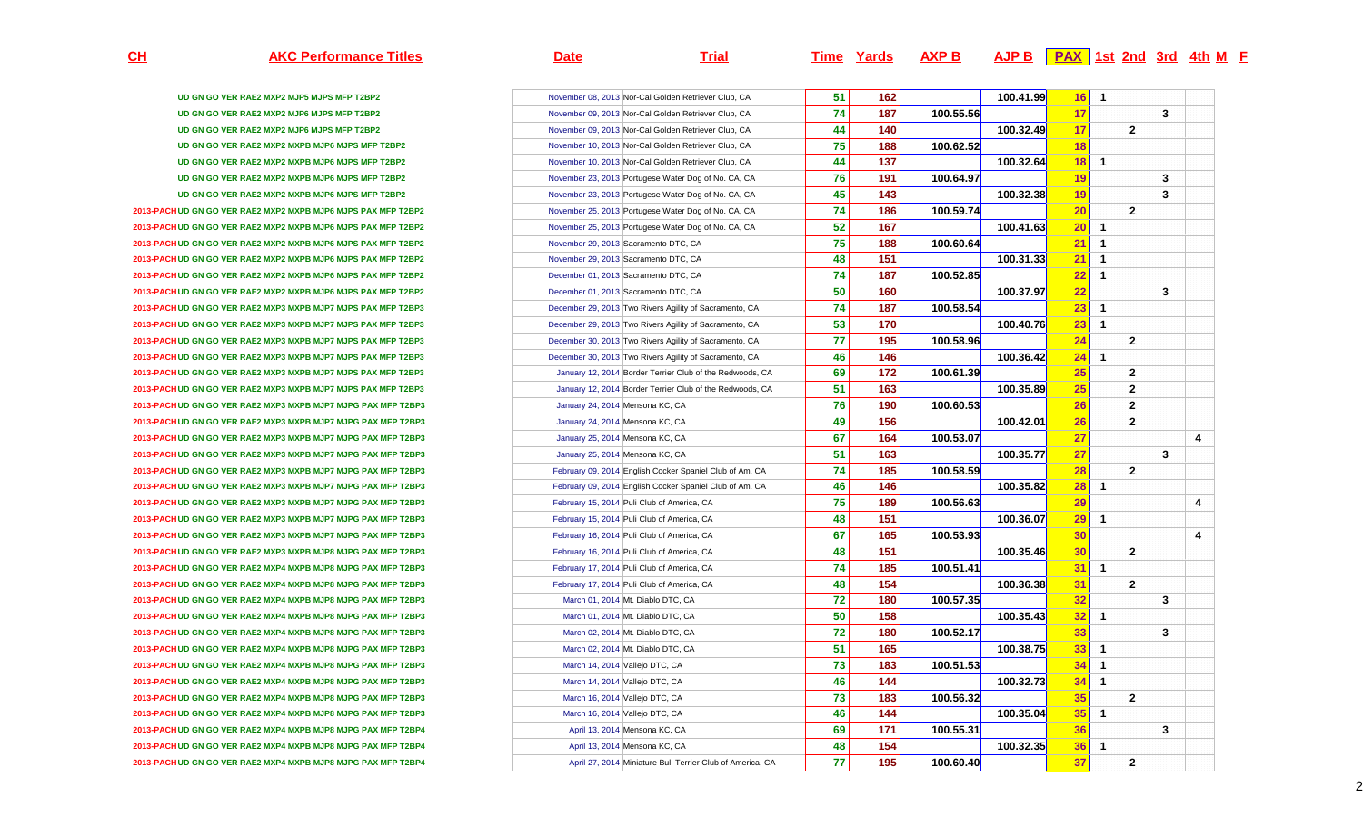| CH | AKC Performance Titles | Date | Trial | Time | Yards | AXP B | AJP B | PAX | 1st | 2nd | 3rd | 4th | M | F |
|---|---|---|---|---|---|---|---|---|---|---|---|---|---|---|
| | UD GN GO VER RAE2 MXP2 MJP5 MJPS MFP T2BP2 | November 08, 2013 | Nor-Cal Golden Retriever Club, CA | 51 | 162 | | 100.41.99 | 16 | 1 | | | | | |
| | UD GN GO VER RAE2 MXP2 MJP6 MJPS MFP T2BP2 | November 09, 2013 | Nor-Cal Golden Retriever Club, CA | 74 | 187 | 100.55.56 | | 17 | | | 3 | | | |
| | UD GN GO VER RAE2 MXP2 MJP6 MJPS MFP T2BP2 | November 09, 2013 | Nor-Cal Golden Retriever Club, CA | 44 | 140 | | 100.32.49 | 17 | | 2 | | | | |
| | UD GN GO VER RAE2 MXP2 MXPB MJP6 MJPS MFP T2BP2 | November 10, 2013 | Nor-Cal Golden Retriever Club, CA | 75 | 188 | 100.62.52 | | 18 | | | | | | |
| | UD GN GO VER RAE2 MXP2 MXPB MJP6 MJPS MFP T2BP2 | November 10, 2013 | Nor-Cal Golden Retriever Club, CA | 44 | 137 | | 100.32.64 | 18 | 1 | | | | | |
| | UD GN GO VER RAE2 MXP2 MXPB MJP6 MJPS MFP T2BP2 | November 23, 2013 | Portugese Water Dog of No. CA, CA | 76 | 191 | 100.64.97 | | 19 | | | 3 | | | |
| | UD GN GO VER RAE2 MXP2 MXPB MJP6 MJPS MFP T2BP2 | November 23, 2013 | Portugese Water Dog of No. CA, CA | 45 | 143 | | 100.32.38 | 19 | | | 3 | | | |
| 2013-PACH | UD GN GO VER RAE2 MXP2 MXPB MJP6 MJPS PAX MFP T2BP2 | November 25, 2013 | Portugese Water Dog of No. CA, CA | 74 | 186 | 100.59.74 | | 20 | | 2 | | | | |
| 2013-PACH | UD GN GO VER RAE2 MXP2 MXPB MJP6 MJPS PAX MFP T2BP2 | November 25, 2013 | Portugese Water Dog of No. CA, CA | 52 | 167 | | 100.41.63 | 20 | 1 | | | | | |
| 2013-PACH | UD GN GO VER RAE2 MXP2 MXPB MJP6 MJPS PAX MFP T2BP2 | November 29, 2013 | Sacramento DTC, CA | 75 | 188 | 100.60.64 | | 21 | 1 | | | | | |
| 2013-PACH | UD GN GO VER RAE2 MXP2 MXPB MJP6 MJPS PAX MFP T2BP2 | November 29, 2013 | Sacramento DTC, CA | 48 | 151 | | 100.31.33 | 21 | 1 | | | | | |
| 2013-PACH | UD GN GO VER RAE2 MXP2 MXPB MJP6 MJPS PAX MFP T2BP2 | December 01, 2013 | Sacramento DTC, CA | 74 | 187 | 100.52.85 | | 22 | 1 | | | | | |
| 2013-PACH | UD GN GO VER RAE2 MXP2 MXPB MJP6 MJPS PAX MFP T2BP2 | December 01, 2013 | Sacramento DTC, CA | 50 | 160 | | 100.37.97 | 22 | | | 3 | | | |
| 2013-PACH | UD GN GO VER RAE2 MXP3 MXPB MJP7 MJPS PAX MFP T2BP3 | December 29, 2013 | Two Rivers Agility of Sacramento, CA | 74 | 187 | 100.58.54 | | 23 | 1 | | | | | |
| 2013-PACH | UD GN GO VER RAE2 MXP3 MXPB MJP7 MJPS PAX MFP T2BP3 | December 29, 2013 | Two Rivers Agility of Sacramento, CA | 53 | 170 | | 100.40.76 | 23 | 1 | | | | | |
| 2013-PACH | UD GN GO VER RAE2 MXP3 MXPB MJP7 MJPS PAX MFP T2BP3 | December 30, 2013 | Two Rivers Agility of Sacramento, CA | 77 | 195 | 100.58.96 | | 24 | | 2 | | | | |
| 2013-PACH | UD GN GO VER RAE2 MXP3 MXPB MJP7 MJPS PAX MFP T2BP3 | December 30, 2013 | Two Rivers Agility of Sacramento, CA | 46 | 146 | | 100.36.42 | 24 | 1 | | | | | |
| 2013-PACH | UD GN GO VER RAE2 MXP3 MXPB MJP7 MJPS PAX MFP T2BP3 | January 12, 2014 | Border Terrier Club of the Redwoods, CA | 69 | 172 | 100.61.39 | | 25 | | 2 | | | | |
| 2013-PACH | UD GN GO VER RAE2 MXP3 MXPB MJP7 MJPS PAX MFP T2BP3 | January 12, 2014 | Border Terrier Club of the Redwoods, CA | 51 | 163 | | 100.35.89 | 25 | | 2 | | | | |
| 2013-PACH | UD GN GO VER RAE2 MXP3 MXPB MJP7 MJPG PAX MFP T2BP3 | January 24, 2014 | Mensona KC, CA | 76 | 190 | 100.60.53 | | 26 | | 2 | | | | |
| 2013-PACH | UD GN GO VER RAE2 MXP3 MXPB MJP7 MJPG PAX MFP T2BP3 | January 24, 2014 | Mensona KC, CA | 49 | 156 | | 100.42.01 | 26 | | 2 | | | | |
| 2013-PACH | UD GN GO VER RAE2 MXP3 MXPB MJP7 MJPG PAX MFP T2BP3 | January 25, 2014 | Mensona KC, CA | 67 | 164 | 100.53.07 | | 27 | | | | 4 | | |
| 2013-PACH | UD GN GO VER RAE2 MXP3 MXPB MJP7 MJPG PAX MFP T2BP3 | January 25, 2014 | Mensona KC, CA | 51 | 163 | | 100.35.77 | 27 | | | 3 | | | |
| 2013-PACH | UD GN GO VER RAE2 MXP3 MXPB MJP7 MJPG PAX MFP T2BP3 | February 09, 2014 | English Cocker Spaniel Club of Am. CA | 74 | 185 | 100.58.59 | | 28 | | 2 | | | | |
| 2013-PACH | UD GN GO VER RAE2 MXP3 MXPB MJP7 MJPG PAX MFP T2BP3 | February 09, 2014 | English Cocker Spaniel Club of Am. CA | 46 | 146 | | 100.35.82 | 28 | 1 | | | | | |
| 2013-PACH | UD GN GO VER RAE2 MXP3 MXPB MJP7 MJPG PAX MFP T2BP3 | February 15, 2014 | Puli Club of America, CA | 75 | 189 | 100.56.63 | | 29 | | | | 4 | | |
| 2013-PACH | UD GN GO VER RAE2 MXP3 MXPB MJP7 MJPG PAX MFP T2BP3 | February 15, 2014 | Puli Club of America, CA | 48 | 151 | | 100.36.07 | 29 | 1 | | | | | |
| 2013-PACH | UD GN GO VER RAE2 MXP3 MXPB MJP7 MJPG PAX MFP T2BP3 | February 16, 2014 | Puli Club of America, CA | 67 | 165 | 100.53.93 | | 30 | | | | 4 | | |
| 2013-PACH | UD GN GO VER RAE2 MXP3 MXPB MJP8 MJPG PAX MFP T2BP3 | February 16, 2014 | Puli Club of America, CA | 48 | 151 | | 100.35.46 | 30 | | 2 | | | | |
| 2013-PACH | UD GN GO VER RAE2 MXP4 MXPB MJP8 MJPG PAX MFP T2BP3 | February 17, 2014 | Puli Club of America, CA | 74 | 185 | 100.51.41 | | 31 | 1 | | | | | |
| 2013-PACH | UD GN GO VER RAE2 MXP4 MXPB MJP8 MJPG PAX MFP T2BP3 | February 17, 2014 | Puli Club of America, CA | 48 | 154 | | 100.36.38 | 31 | | 2 | | | | |
| 2013-PACH | UD GN GO VER RAE2 MXP4 MXPB MJP8 MJPG PAX MFP T2BP3 | March 01, 2014 | Mt. Diablo DTC, CA | 72 | 180 | 100.57.35 | | 32 | | | 3 | | | |
| 2013-PACH | UD GN GO VER RAE2 MXP4 MXPB MJP8 MJPG PAX MFP T2BP3 | March 01, 2014 | Mt. Diablo DTC, CA | 50 | 158 | | 100.35.43 | 32 | 1 | | | | | |
| 2013-PACH | UD GN GO VER RAE2 MXP4 MXPB MJP8 MJPG PAX MFP T2BP3 | March 02, 2014 | Mt. Diablo DTC, CA | 72 | 180 | 100.52.17 | | 33 | | | 3 | | | |
| 2013-PACH | UD GN GO VER RAE2 MXP4 MXPB MJP8 MJPG PAX MFP T2BP3 | March 02, 2014 | Mt. Diablo DTC, CA | 51 | 165 | | 100.38.75 | 33 | 1 | | | | | |
| 2013-PACH | UD GN GO VER RAE2 MXP4 MXPB MJP8 MJPG PAX MFP T2BP3 | March 14, 2014 | Vallejo DTC, CA | 73 | 183 | 100.51.53 | | 34 | 1 | | | | | |
| 2013-PACH | UD GN GO VER RAE2 MXP4 MXPB MJP8 MJPG PAX MFP T2BP3 | March 14, 2014 | Vallejo DTC, CA | 46 | 144 | | 100.32.73 | 34 | 1 | | | | | |
| 2013-PACH | UD GN GO VER RAE2 MXP4 MXPB MJP8 MJPG PAX MFP T2BP3 | March 16, 2014 | Vallejo DTC, CA | 73 | 183 | 100.56.32 | | 35 | | 2 | | | | |
| 2013-PACH | UD GN GO VER RAE2 MXP4 MXPB MJP8 MJPG PAX MFP T2BP3 | March 16, 2014 | Vallejo DTC, CA | 46 | 144 | | 100.35.04 | 35 | 1 | | | | | |
| 2013-PACH | UD GN GO VER RAE2 MXP4 MXPB MJP8 MJPG PAX MFP T2BP4 | April 13, 2014 | Mensona KC, CA | 69 | 171 | 100.55.31 | | 36 | | | 3 | | | |
| 2013-PACH | UD GN GO VER RAE2 MXP4 MXPB MJP8 MJPG PAX MFP T2BP4 | April 13, 2014 | Mensona KC, CA | 48 | 154 | | 100.32.35 | 36 | 1 | | | | | |
| 2013-PACH | UD GN GO VER RAE2 MXP4 MXPB MJP8 MJPG PAX MFP T2BP4 | April 27, 2014 | Miniature Bull Terrier Club of America, CA | 77 | 195 | 100.60.40 | | 37 | | 2 | | | | |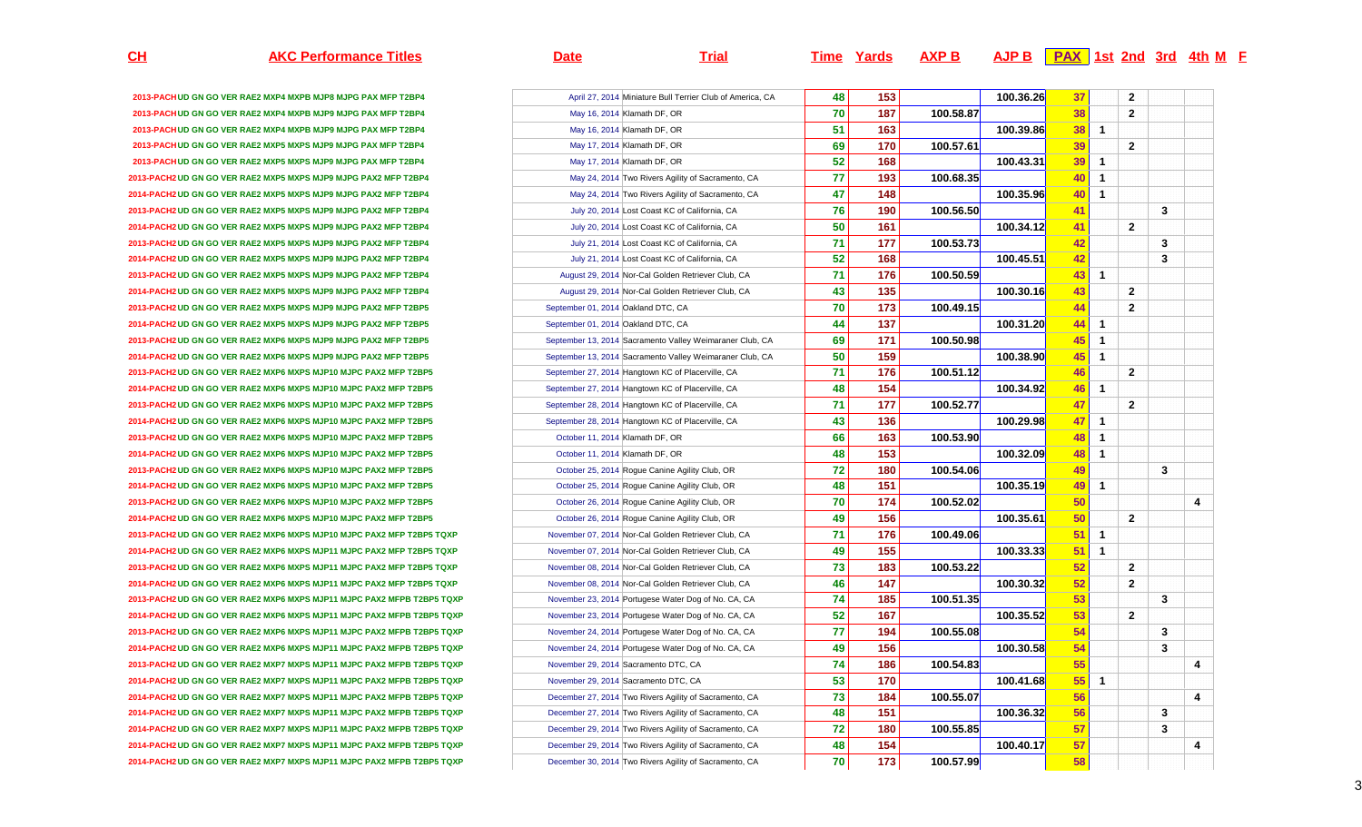| CH | AKC Performance Titles | Date | Trial | Time | Yards | AXP B | AJP B | PAX | 1st | 2nd | 3rd | 4th | M | F |
|---|---|---|---|---|---|---|---|---|---|---|---|---|---|---|
| 2013-PACH | UD GN GO VER RAE2 MXP4 MXPB MJP8 MJPG PAX MFP T2BP4 | April 27, 2014 | Miniature Bull Terrier Club of America, CA | 48 | 153 | | 100.36.26 | 37 | | 2 | | | | |
| 2013-PACH | UD GN GO VER RAE2 MXP4 MXPB MJP9 MJPG PAX MFP T2BP4 | May 16, 2014 | Klamath DF, OR | 70 | 187 | 100.58.87 | | 38 | | 2 | | | | |
| 2013-PACH | UD GN GO VER RAE2 MXP4 MXPB MJP9 MJPG PAX MFP T2BP4 | May 16, 2014 | Klamath DF, OR | 51 | 163 | | 100.39.86 | 38 | 1 | | | | | |
| 2013-PACH | UD GN GO VER RAE2 MXP5 MXPB MJP9 MJPG PAX MFP T2BP4 | May 17, 2014 | Klamath DF, OR | 69 | 170 | 100.57.61 | | 39 | | 2 | | | | |
| 2013-PACH | UD GN GO VER RAE2 MXP5 MXPS MJP9 MJPG PAX MFP T2BP4 | May 17, 2014 | Klamath DF, OR | 52 | 168 | | 100.43.31 | 39 | 1 | | | | | |
| 2013-PACH2 | UD GN GO VER RAE2 MXP5 MXPS MJP9 MJPG PAX2 MFP T2BP4 | May 24, 2014 | Two Rivers Agility of Sacramento, CA | 77 | 193 | 100.68.35 | | 40 | 1 | | | | | |
| 2014-PACH2 | UD GN GO VER RAE2 MXP5 MXPS MJP9 MJPG PAX2 MFP T2BP4 | May 24, 2014 | Two Rivers Agility of Sacramento, CA | 47 | 148 | | 100.35.96 | 40 | 1 | | | | | |
| 2013-PACH2 | UD GN GO VER RAE2 MXP5 MXPS MJP9 MJPG PAX2 MFP T2BP4 | July 20, 2014 | Lost Coast KC of California, CA | 76 | 190 | 100.56.50 | | 41 | | | 3 | | | |
| 2014-PACH2 | UD GN GO VER RAE2 MXP5 MXPS MJP9 MJPG PAX2 MFP T2BP4 | July 20, 2014 | Lost Coast KC of California, CA | 50 | 161 | | 100.34.12 | 41 | | 2 | | | | |
| 2013-PACH2 | UD GN GO VER RAE2 MXP5 MXPS MJP9 MJPG PAX2 MFP T2BP4 | July 21, 2014 | Lost Coast KC of California, CA | 71 | 177 | 100.53.73 | | 42 | | | 3 | | | |
| 2014-PACH2 | UD GN GO VER RAE2 MXP5 MXPS MJP9 MJPG PAX2 MFP T2BP4 | July 21, 2014 | Lost Coast KC of California, CA | 52 | 168 | | 100.45.51 | 42 | | | 3 | | | |
| 2013-PACH2 | UD GN GO VER RAE2 MXP5 MXPS MJP9 MJPG PAX2 MFP T2BP4 | August 29, 2014 | Nor-Cal Golden Retriever Club, CA | 71 | 176 | 100.50.59 | | 43 | 1 | | | | | |
| 2014-PACH2 | UD GN GO VER RAE2 MXP5 MXPS MJP9 MJPG PAX2 MFP T2BP4 | August 29, 2014 | Nor-Cal Golden Retriever Club, CA | 43 | 135 | | 100.30.16 | 43 | | 2 | | | | |
| 2013-PACH2 | UD GN GO VER RAE2 MXP5 MXPS MJP9 MJPG PAX2 MFP T2BP5 | September 01, 2014 | Oakland DTC, CA | 70 | 173 | 100.49.15 | | 44 | | 2 | | | | |
| 2014-PACH2 | UD GN GO VER RAE2 MXP5 MXPS MJP9 MJPG PAX2 MFP T2BP5 | September 01, 2014 | Oakland DTC, CA | 44 | 137 | | 100.31.20 | 44 | 1 | | | | | |
| 2013-PACH2 | UD GN GO VER RAE2 MXP6 MXPS MJP9 MJPG PAX2 MFP T2BP5 | September 13, 2014 | Sacramento Valley Weimaraner Club, CA | 69 | 171 | 100.50.98 | | 45 | 1 | | | | | |
| 2014-PACH2 | UD GN GO VER RAE2 MXP6 MXPS MJP9 MJPG PAX2 MFP T2BP5 | September 13, 2014 | Sacramento Valley Weimaraner Club, CA | 50 | 159 | | 100.38.90 | 45 | 1 | | | | | |
| 2013-PACH2 | UD GN GO VER RAE2 MXP6 MXPS MJP10 MJPC PAX2 MFP T2BP5 | September 27, 2014 | Hangtown KC of Placerville, CA | 71 | 176 | 100.51.12 | | 46 | | 2 | | | | |
| 2014-PACH2 | UD GN GO VER RAE2 MXP6 MXPS MJP10 MJPC PAX2 MFP T2BP5 | September 27, 2014 | Hangtown KC of Placerville, CA | 48 | 154 | | 100.34.92 | 46 | 1 | | | | | |
| 2013-PACH2 | UD GN GO VER RAE2 MXP6 MXPS MJP10 MJPC PAX2 MFP T2BP5 | September 28, 2014 | Hangtown KC of Placerville, CA | 71 | 177 | 100.52.77 | | 47 | | 2 | | | | |
| 2014-PACH2 | UD GN GO VER RAE2 MXP6 MXPS MJP10 MJPC PAX2 MFP T2BP5 | September 28, 2014 | Hangtown KC of Placerville, CA | 43 | 136 | | 100.29.98 | 47 | 1 | | | | | |
| 2013-PACH2 | UD GN GO VER RAE2 MXP6 MXPS MJP10 MJPC PAX2 MFP T2BP5 | October 11, 2014 | Klamath DF, OR | 66 | 163 | 100.53.90 | | 48 | 1 | | | | | |
| 2014-PACH2 | UD GN GO VER RAE2 MXP6 MXPS MJP10 MJPC PAX2 MFP T2BP5 | October 11, 2014 | Klamath DF, OR | 48 | 153 | | 100.32.09 | 48 | 1 | | | | | |
| 2013-PACH2 | UD GN GO VER RAE2 MXP6 MXPS MJP10 MJPC PAX2 MFP T2BP5 | October 25, 2014 | Rogue Canine Agility Club, OR | 72 | 180 | 100.54.06 | | 49 | | | 3 | | | |
| 2014-PACH2 | UD GN GO VER RAE2 MXP6 MXPS MJP10 MJPC PAX2 MFP T2BP5 | October 25, 2014 | Rogue Canine Agility Club, OR | 48 | 151 | | 100.35.19 | 49 | 1 | | | | | |
| 2013-PACH2 | UD GN GO VER RAE2 MXP6 MXPS MJP10 MJPC PAX2 MFP T2BP5 | October 26, 2014 | Rogue Canine Agility Club, OR | 70 | 174 | 100.52.02 | | 50 | | | | 4 | | |
| 2014-PACH2 | UD GN GO VER RAE2 MXP6 MXPS MJP10 MJPC PAX2 MFP T2BP5 | October 26, 2014 | Rogue Canine Agility Club, OR | 49 | 156 | | 100.35.61 | 50 | | 2 | | | | |
| 2013-PACH2 | UD GN GO VER RAE2 MXP6 MXPS MJP10 MJPC PAX2 MFP T2BP5 TQXP | November 07, 2014 | Nor-Cal Golden Retriever Club, CA | 71 | 176 | 100.49.06 | | 51 | 1 | | | | | |
| 2014-PACH2 | UD GN GO VER RAE2 MXP6 MXPS MJP11 MJPC PAX2 MFP T2BP5 TQXP | November 07, 2014 | Nor-Cal Golden Retriever Club, CA | 49 | 155 | | 100.33.33 | 51 | 1 | | | | | |
| 2013-PACH2 | UD GN GO VER RAE2 MXP6 MXPS MJP11 MJPC PAX2 MFP T2BP5 TQXP | November 08, 2014 | Nor-Cal Golden Retriever Club, CA | 73 | 183 | 100.53.22 | | 52 | | 2 | | | | |
| 2014-PACH2 | UD GN GO VER RAE2 MXP6 MXPS MJP11 MJPC PAX2 MFP T2BP5 TQXP | November 08, 2014 | Nor-Cal Golden Retriever Club, CA | 46 | 147 | | 100.30.32 | 52 | | 2 | | | | |
| 2013-PACH2 | UD GN GO VER RAE2 MXP6 MXPS MJP11 MJPC PAX2 MFPB T2BP5 TQXP | November 23, 2014 | Portugese Water Dog of No. CA, CA | 74 | 185 | 100.51.35 | | 53 | | | 3 | | | |
| 2014-PACH2 | UD GN GO VER RAE2 MXP6 MXPS MJP11 MJPC PAX2 MFPB T2BP5 TQXP | November 23, 2014 | Portugese Water Dog of No. CA, CA | 52 | 167 | | 100.35.52 | 53 | | 2 | | | | |
| 2013-PACH2 | UD GN GO VER RAE2 MXP6 MXPS MJP11 MJPC PAX2 MFPB T2BP5 TQXP | November 24, 2014 | Portugese Water Dog of No. CA, CA | 77 | 194 | 100.55.08 | | 54 | | | 3 | | | |
| 2014-PACH2 | UD GN GO VER RAE2 MXP6 MXPS MJP11 MJPC PAX2 MFPB T2BP5 TQXP | November 24, 2014 | Portugese Water Dog of No. CA, CA | 49 | 156 | | 100.30.58 | 54 | | | 3 | | | |
| 2013-PACH2 | UD GN GO VER RAE2 MXP7 MXPS MJP11 MJPC PAX2 MFPB T2BP5 TQXP | November 29, 2014 | Sacramento DTC, CA | 74 | 186 | 100.54.83 | | 55 | | | | 4 | | |
| 2014-PACH2 | UD GN GO VER RAE2 MXP7 MXPS MJP11 MJPC PAX2 MFPB T2BP5 TQXP | November 29, 2014 | Sacramento DTC, CA | 53 | 170 | | 100.41.68 | 55 | 1 | | | | | |
| 2014-PACH2 | UD GN GO VER RAE2 MXP7 MXPS MJP11 MJPC PAX2 MFPB T2BP5 TQXP | December 27, 2014 | Two Rivers Agility of Sacramento, CA | 73 | 184 | 100.55.07 | | 56 | | | | 4 | | |
| 2014-PACH2 | UD GN GO VER RAE2 MXP7 MXPS MJP11 MJPC PAX2 MFPB T2BP5 TQXP | December 27, 2014 | Two Rivers Agility of Sacramento, CA | 48 | 151 | | 100.36.32 | 56 | | | 3 | | | |
| 2014-PACH2 | UD GN GO VER RAE2 MXP7 MXPS MJP11 MJPC PAX2 MFPB T2BP5 TQXP | December 29, 2014 | Two Rivers Agility of Sacramento, CA | 72 | 180 | 100.55.85 | | 57 | | | 3 | | | |
| 2014-PACH2 | UD GN GO VER RAE2 MXP7 MXPS MJP11 MJPC PAX2 MFPB T2BP5 TQXP | December 29, 2014 | Two Rivers Agility of Sacramento, CA | 48 | 154 | | 100.40.17 | 57 | | | | 4 | | |
| 2014-PACH2 | UD GN GO VER RAE2 MXP7 MXPS MJP11 MJPC PAX2 MFPB T2BP5 TQXP | December 30, 2014 | Two Rivers Agility of Sacramento, CA | 70 | 173 | 100.57.99 | | 58 | | | | | | |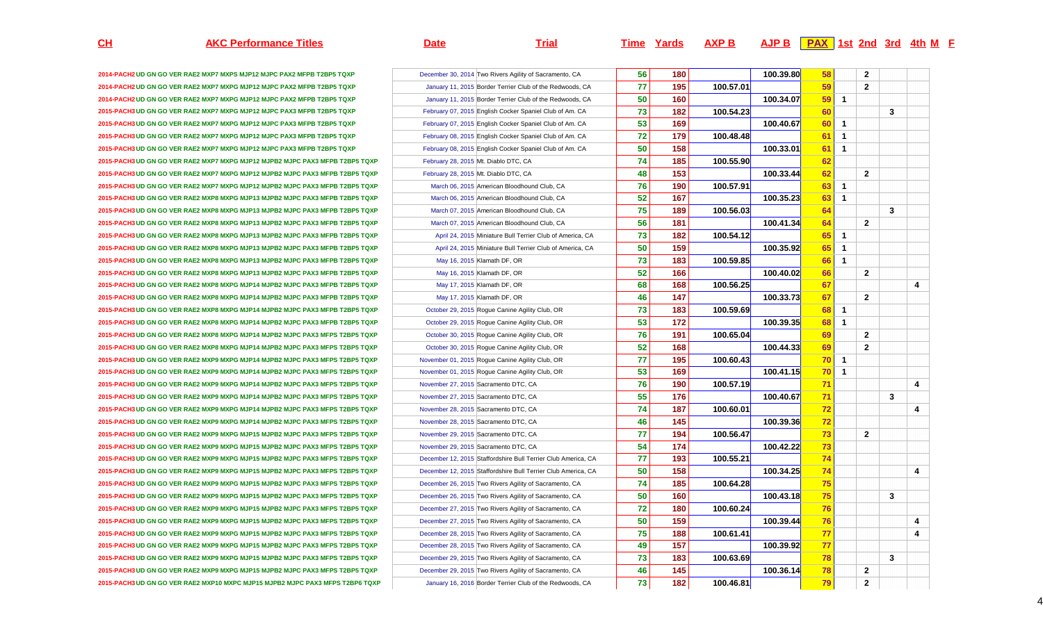| CH | AKC Performance Titles | Date | Trial | Time | Yards | AXP B | AJP B | PAX | 1st | 2nd | 3rd | 4th | M | F |
|---|---|---|---|---|---|---|---|---|---|---|---|---|---|---|
| 2014-PACH2 | UD GN GO VER RAE2 MXP7 MXPS MJP12 MJPC PAX2 MFPB T2BP5 TQXP | December 30, 2014 | Two Rivers Agility of Sacramento, CA | 56 | 180 | | 100.39.80 | 58 | | 2 | | | | |
| 2014-PACH2 | UD GN GO VER RAE2 MXP7 MXPG MJP12 MJPC PAX2 MFPB T2BP5 TQXP | January 11, 2015 | Border Terrier Club of the Redwoods, CA | 77 | 195 | 100.57.01 | | 59 | | 2 | | | | |
| 2014-PACH2 | UD GN GO VER RAE2 MXP7 MXPG MJP12 MJPC PAX2 MFPB T2BP5 TQXP | January 11, 2015 | Border Terrier Club of the Redwoods, CA | 50 | 160 | | 100.34.07 | 59 | 1 | | | | | |
| 2015-PACH3 | UD GN GO VER RAE2 MXP7 MXPG MJP12 MJPC PAX3 MFPB T2BP5 TQXP | February 07, 2015 | English Cocker Spaniel Club of Am. CA | 73 | 182 | 100.54.23 | | 60 | | | 3 | | | |
| 2015-PACH3 | UD GN GO VER RAE2 MXP7 MXPG MJP12 MJPC PAX3 MFPB T2BP5 TQXP | February 07, 2015 | English Cocker Spaniel Club of Am. CA | 53 | 169 | | 100.40.67 | 60 | 1 | | | | | |
| 2015-PACH3 | UD GN GO VER RAE2 MXP7 MXPG MJP12 MJPC PAX3 MFPB T2BP5 TQXP | February 08, 2015 | English Cocker Spaniel Club of Am. CA | 72 | 179 | 100.48.48 | | 61 | 1 | | | | | |
| 2015-PACH3 | UD GN GO VER RAE2 MXP7 MXPG MJP12 MJPC PAX3 MFPB T2BP5 TQXP | February 08, 2015 | English Cocker Spaniel Club of Am. CA | 50 | 158 | | 100.33.01 | 61 | 1 | | | | | |
| 2015-PACH3 | UD GN GO VER RAE2 MXP7 MXPG MJP12 MJPB2 MJPC PAX3 MFPB T2BP5 TQXP | February 28, 2015 | Mt. Diablo DTC, CA | 74 | 185 | 100.55.90 | | 62 | | | | | | |
| 2015-PACH3 | UD GN GO VER RAE2 MXP7 MXPG MJP12 MJPB2 MJPC PAX3 MFPB T2BP5 TQXP | February 28, 2015 | Mt. Diablo DTC, CA | 48 | 153 | | 100.33.44 | 62 | | 2 | | | | |
| 2015-PACH3 | UD GN GO VER RAE2 MXP7 MXPG MJP12 MJPB2 MJPC PAX3 MFPB T2BP5 TQXP | March 06, 2015 | American Bloodhound Club, CA | 76 | 190 | 100.57.91 | | 63 | 1 | | | | | |
| 2015-PACH3 | UD GN GO VER RAE2 MXP8 MXPG MJP13 MJPB2 MJPC PAX3 MFPB T2BP5 TQXP | March 06, 2015 | American Bloodhound Club, CA | 52 | 167 | | 100.35.23 | 63 | 1 | | | | | |
| 2015-PACH3 | UD GN GO VER RAE2 MXP8 MXPG MJP13 MJPB2 MJPC PAX3 MFPB T2BP5 TQXP | March 07, 2015 | American Bloodhound Club, CA | 75 | 189 | 100.56.03 | | 64 | | | 3 | | | |
| 2015-PACH3 | UD GN GO VER RAE2 MXP8 MXPG MJP13 MJPB2 MJPC PAX3 MFPB T2BP5 TQXP | March 07, 2015 | American Bloodhound Club, CA | 56 | 181 | | 100.41.34 | 64 | | 2 | | | | |
| 2015-PACH3 | UD GN GO VER RAE2 MXP8 MXPG MJP13 MJPB2 MJPC PAX3 MFPB T2BP5 TQXP | April 24, 2015 | Miniature Bull Terrier Club of America, CA | 73 | 182 | 100.54.12 | | 65 | 1 | | | | | |
| 2015-PACH3 | UD GN GO VER RAE2 MXP8 MXPG MJP13 MJPB2 MJPC PAX3 MFPB T2BP5 TQXP | April 24, 2015 | Miniature Bull Terrier Club of America, CA | 50 | 159 | | 100.35.92 | 65 | 1 | | | | | |
| 2015-PACH3 | UD GN GO VER RAE2 MXP8 MXPG MJP13 MJPB2 MJPC PAX3 MFPB T2BP5 TQXP | May 16, 2015 | Klamath DF, OR | 73 | 183 | 100.59.85 | | 66 | 1 | | | | | |
| 2015-PACH3 | UD GN GO VER RAE2 MXP8 MXPG MJP13 MJPB2 MJPC PAX3 MFPB T2BP5 TQXP | May 16, 2015 | Klamath DF, OR | 52 | 166 | | 100.40.02 | 66 | | 2 | | | | |
| 2015-PACH3 | UD GN GO VER RAE2 MXP8 MXPG MJP14 MJPB2 MJPC PAX3 MFPB T2BP5 TQXP | May 17, 2015 | Klamath DF, OR | 68 | 168 | 100.56.25 | | 67 | | | | 4 | | |
| 2015-PACH3 | UD GN GO VER RAE2 MXP8 MXPG MJP14 MJPB2 MJPC PAX3 MFPB T2BP5 TQXP | May 17, 2015 | Klamath DF, OR | 46 | 147 | | 100.33.73 | 67 | | 2 | | | | |
| 2015-PACH3 | UD GN GO VER RAE2 MXP8 MXPG MJP14 MJPB2 MJPC PAX3 MFPB T2BP5 TQXP | October 29, 2015 | Rogue Canine Agility Club, OR | 73 | 183 | 100.59.69 | | 68 | 1 | | | | | |
| 2015-PACH3 | UD GN GO VER RAE2 MXP8 MXPG MJP14 MJPB2 MJPC PAX3 MFPB T2BP5 TQXP | October 29, 2015 | Rogue Canine Agility Club, OR | 53 | 172 | | 100.39.35 | 68 | 1 | | | | | |
| 2015-PACH3 | UD GN GO VER RAE2 MXP8 MXPG MJP14 MJPB2 MJPC PAX3 MFPS T2BP5 TQXP | October 30, 2015 | Rogue Canine Agility Club, OR | 76 | 191 | 100.65.04 | | 69 | | 2 | | | | |
| 2015-PACH3 | UD GN GO VER RAE2 MXP8 MXPG MJP14 MJPB2 MJPC PAX3 MFPS T2BP5 TQXP | October 30, 2015 | Rogue Canine Agility Club, OR | 52 | 168 | | 100.44.33 | 69 | | 2 | | | | |
| 2015-PACH3 | UD GN GO VER RAE2 MXP9 MXPG MJP14 MJPB2 MJPC PAX3 MFPS T2BP5 TQXP | November 01, 2015 | Rogue Canine Agility Club, OR | 77 | 195 | 100.60.43 | | 70 | 1 | | | | | |
| 2015-PACH3 | UD GN GO VER RAE2 MXP9 MXPG MJP14 MJPB2 MJPC PAX3 MFPS T2BP5 TQXP | November 01, 2015 | Rogue Canine Agility Club, OR | 53 | 169 | | 100.41.15 | 70 | 1 | | | | | |
| 2015-PACH3 | UD GN GO VER RAE2 MXP9 MXPG MJP14 MJPB2 MJPC PAX3 MFPS T2BP5 TQXP | November 27, 2015 | Sacramento DTC, CA | 76 | 190 | 100.57.19 | | 71 | | | | 4 | | |
| 2015-PACH3 | UD GN GO VER RAE2 MXP9 MXPG MJP14 MJPB2 MJPC PAX3 MFPS T2BP5 TQXP | November 27, 2015 | Sacramento DTC, CA | 55 | 176 | | 100.40.67 | 71 | | | 3 | | | |
| 2015-PACH3 | UD GN GO VER RAE2 MXP9 MXPG MJP14 MJPB2 MJPC PAX3 MFPS T2BP5 TQXP | November 28, 2015 | Sacramento DTC, CA | 74 | 187 | 100.60.01 | | 72 | | | | 4 | | |
| 2015-PACH3 | UD GN GO VER RAE2 MXP9 MXPG MJP14 MJPB2 MJPC PAX3 MFPS T2BP5 TQXP | November 28, 2015 | Sacramento DTC, CA | 46 | 145 | | 100.39.36 | 72 | | | | | | |
| 2015-PACH3 | UD GN GO VER RAE2 MXP9 MXPG MJP15 MJPB2 MJPC PAX3 MFPS T2BP5 TQXP | November 29, 2015 | Sacramento DTC, CA | 77 | 194 | 100.56.47 | | 73 | | 2 | | | | |
| 2015-PACH3 | UD GN GO VER RAE2 MXP9 MXPG MJP15 MJPB2 MJPC PAX3 MFPS T2BP5 TQXP | November 29, 2015 | Sacramento DTC, CA | 54 | 174 | | 100.42.22 | 73 | | | | | | |
| 2015-PACH3 | UD GN GO VER RAE2 MXP9 MXPG MJP15 MJPB2 MJPC PAX3 MFPS T2BP5 TQXP | December 12, 2015 | Staffordshire Bull Terrier Club America, CA | 77 | 193 | 100.55.21 | | 74 | | | | | | |
| 2015-PACH3 | UD GN GO VER RAE2 MXP9 MXPG MJP15 MJPB2 MJPC PAX3 MFPS T2BP5 TQXP | December 12, 2015 | Staffordshire Bull Terrier Club America, CA | 50 | 158 | | 100.34.25 | 74 | | | | 4 | | |
| 2015-PACH3 | UD GN GO VER RAE2 MXP9 MXPG MJP15 MJPB2 MJPC PAX3 MFPS T2BP5 TQXP | December 26, 2015 | Two Rivers Agility of Sacramento, CA | 74 | 185 | 100.64.28 | | 75 | | | | | | |
| 2015-PACH3 | UD GN GO VER RAE2 MXP9 MXPG MJP15 MJPB2 MJPC PAX3 MFPS T2BP5 TQXP | December 26, 2015 | Two Rivers Agility of Sacramento, CA | 50 | 160 | | 100.43.18 | 75 | | | 3 | | | |
| 2015-PACH3 | UD GN GO VER RAE2 MXP9 MXPG MJP15 MJPB2 MJPC PAX3 MFPS T2BP5 TQXP | December 27, 2015 | Two Rivers Agility of Sacramento, CA | 72 | 180 | 100.60.24 | | 76 | | | | | | |
| 2015-PACH3 | UD GN GO VER RAE2 MXP9 MXPG MJP15 MJPB2 MJPC PAX3 MFPS T2BP5 TQXP | December 27, 2015 | Two Rivers Agility of Sacramento, CA | 50 | 159 | | 100.39.44 | 76 | | | | 4 | | |
| 2015-PACH3 | UD GN GO VER RAE2 MXP9 MXPG MJP15 MJPB2 MJPC PAX3 MFPS T2BP5 TQXP | December 28, 2015 | Two Rivers Agility of Sacramento, CA | 75 | 188 | 100.61.41 | | 77 | | | | 4 | | |
| 2015-PACH3 | UD GN GO VER RAE2 MXP9 MXPG MJP15 MJPB2 MJPC PAX3 MFPS T2BP5 TQXP | December 28, 2015 | Two Rivers Agility of Sacramento, CA | 49 | 157 | | 100.39.92 | 77 | | | | | | |
| 2015-PACH3 | UD GN GO VER RAE2 MXP9 MXPG MJP15 MJPB2 MJPC PAX3 MFPS T2BP5 TQXP | December 29, 2015 | Two Rivers Agility of Sacramento, CA | 73 | 183 | 100.63.69 | | 78 | | | 3 | | | |
| 2015-PACH3 | UD GN GO VER RAE2 MXP9 MXPG MJP15 MJPB2 MJPC PAX3 MFPS T2BP5 TQXP | December 29, 2015 | Two Rivers Agility of Sacramento, CA | 46 | 145 | | 100.36.14 | 78 | | 2 | | | | |
| 2015-PACH3 | UD GN GO VER RAE2 MXP10 MXPC MJP15 MJPB2 MJPC PAX3 MFPS T2BP6 TQXP | January 16, 2016 | Border Terrier Club of the Redwoods, CA | 73 | 182 | 100.46.81 | | 79 | | 2 | | | | |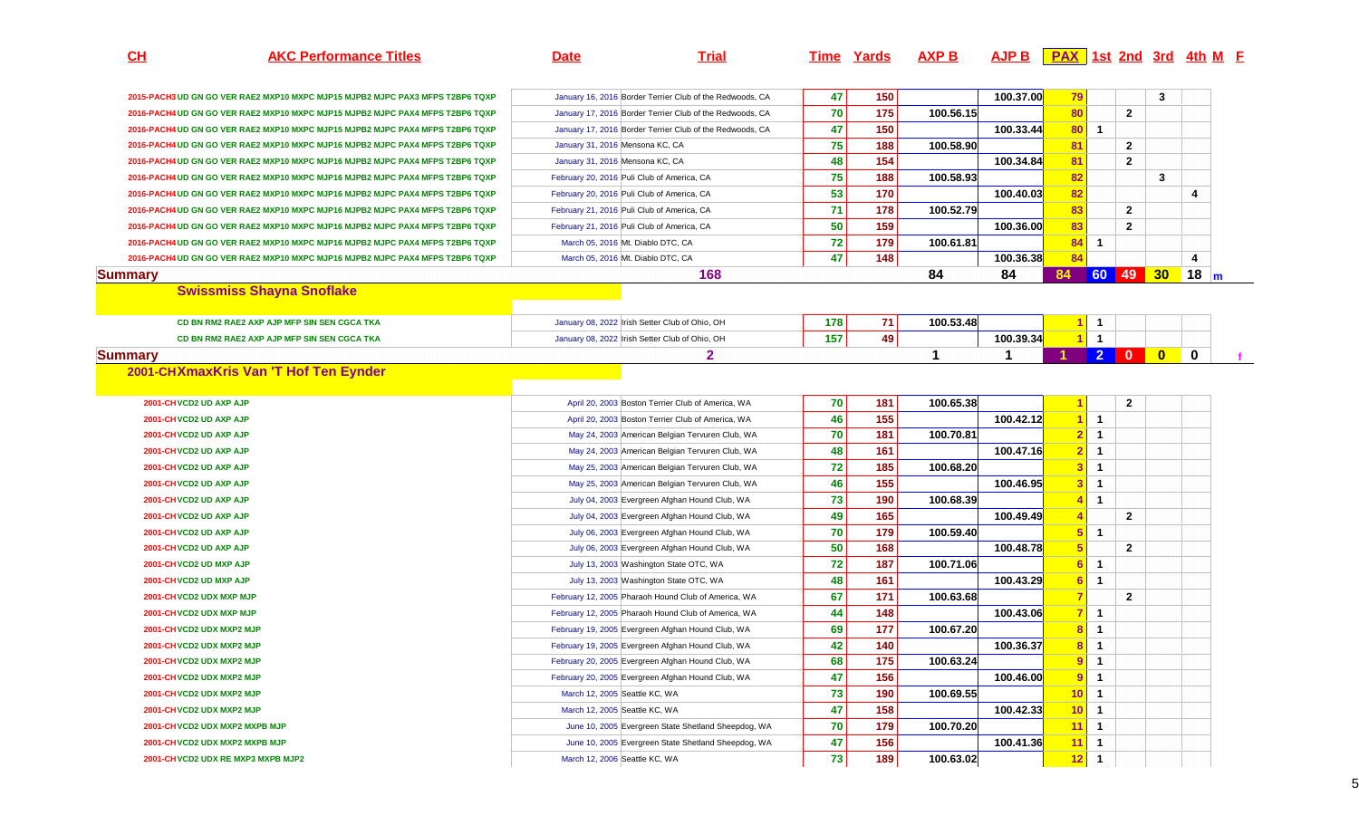| CH | AKC Performance Titles | Date | Trial | Time | Yards | AXP B | AJP B | PAX | 1st | 2nd | 3rd | 4th | M | F |
|---|---|---|---|---|---|---|---|---|---|---|---|---|---|---|
| 2015-PACH3 | UD GN GO VER RAE2 MXP10 MXPC MJP15 MJPB2 MJPC PAX3 MFPS T2BP6 TQXP | January 16, 2016 | Border Terrier Club of the Redwoods, CA | 47 | 150 | | 100.37.00 | 79 | | | 3 | | | |
| 2016-PACH4 | UD GN GO VER RAE2 MXP10 MXPC MJP15 MJPB2 MJPC PAX4 MFPS T2BP6 TQXP | January 17, 2016 | Border Terrier Club of the Redwoods, CA | 70 | 175 | 100.56.15 | | 80 | | 2 | | | | |
| 2016-PACH4 | UD GN GO VER RAE2 MXP10 MXPC MJP15 MJPB2 MJPC PAX4 MFPS T2BP6 TQXP | January 17, 2016 | Border Terrier Club of the Redwoods, CA | 47 | 150 | | 100.33.44 | 80 | 1 | | | | | |
| 2016-PACH4 | UD GN GO VER RAE2 MXP10 MXPC MJP16 MJPB2 MJPC PAX4 MFPS T2BP6 TQXP | January 31, 2016 | Mensona KC, CA | 75 | 188 | 100.58.90 | | 81 | | 2 | | | | |
| 2016-PACH4 | UD GN GO VER RAE2 MXP10 MXPC MJP16 MJPB2 MJPC PAX4 MFPS T2BP6 TQXP | January 31, 2016 | Mensona KC, CA | 48 | 154 | | 100.34.84 | 81 | | 2 | | | | |
| 2016-PACH4 | UD GN GO VER RAE2 MXP10 MXPC MJP16 MJPB2 MJPC PAX4 MFPS T2BP6 TQXP | February 20, 2016 | Puli Club of America, CA | 75 | 188 | 100.58.93 | | 82 | | | 3 | | | |
| 2016-PACH4 | UD GN GO VER RAE2 MXP10 MXPC MJP16 MJPB2 MJPC PAX4 MFPS T2BP6 TQXP | February 20, 2016 | Puli Club of America, CA | 53 | 170 | | 100.40.03 | 82 | | | | 4 | | |
| 2016-PACH4 | UD GN GO VER RAE2 MXP10 MXPC MJP16 MJPB2 MJPC PAX4 MFPS T2BP6 TQXP | February 21, 2016 | Puli Club of America, CA | 71 | 178 | 100.52.79 | | 83 | | 2 | | | | |
| 2016-PACH4 | UD GN GO VER RAE2 MXP10 MXPC MJP16 MJPB2 MJPC PAX4 MFPS T2BP6 TQXP | February 21, 2016 | Puli Club of America, CA | 50 | 159 | | 100.36.00 | 83 | | 2 | | | | |
| 2016-PACH4 | UD GN GO VER RAE2 MXP10 MXPC MJP16 MJPB2 MJPC PAX4 MFPS T2BP6 TQXP | March 05, 2016 | Mt. Diablo DTC, CA | 72 | 179 | 100.61.81 | | 84 | 1 | | | | | |
| 2016-PACH4 | UD GN GO VER RAE2 MXP10 MXPC MJP16 MJPB2 MJPC PAX4 MFPS T2BP6 TQXP | March 05, 2016 | Mt. Diablo DTC, CA | 47 | 148 | | 100.36.38 | 84 | | | | 4 | | |
| **Summary** | | | 168 | | | 84 | 84 | 84 | 60 | 49 | 30 | 18 | m | |
| | **Swissmiss Shayna Snoflake** | | | | | | | | | | | | | |
| | CD BN RM2 RAE2 AXP AJP MFP SIN SEN CGCA TKA | January 08, 2022 | Irish Setter Club of Ohio, OH | 178 | 71 | 100.53.48 | | 1 | 1 | | | | | |
| | CD BN RM2 RAE2 AXP AJP MFP SIN SEN CGCA TKA | January 08, 2022 | Irish Setter Club of Ohio, OH | 157 | 49 | | 100.39.34 | 1 | 1 | | | | | |
| **Summary** | | | 2 | | | 1 | 1 | 1 | 2 | 0 | 0 | 0 | | f |
| **2001-CH** | **XmaxKris Van 'T Hof Ten Eynder** | | | | | | | | | | | | | |
| 2001-CH | VCD2 UD AXP AJP | April 20, 2003 | Boston Terrier Club of America, WA | 70 | 181 | 100.65.38 | | 1 | | 2 | | | | |
| 2001-CH | VCD2 UD AXP AJP | April 20, 2003 | Boston Terrier Club of America, WA | 46 | 155 | | 100.42.12 | 1 | 1 | | | | | |
| 2001-CH | VCD2 UD AXP AJP | May 24, 2003 | American Belgian Tervuren Club, WA | 70 | 181 | 100.70.81 | | 2 | 1 | | | | | |
| 2001-CH | VCD2 UD AXP AJP | May 24, 2003 | American Belgian Tervuren Club, WA | 48 | 161 | | 100.47.16 | 2 | 1 | | | | | |
| 2001-CH | VCD2 UD AXP AJP | May 25, 2003 | American Belgian Tervuren Club, WA | 72 | 185 | 100.68.20 | | 3 | 1 | | | | | |
| 2001-CH | VCD2 UD AXP AJP | May 25, 2003 | American Belgian Tervuren Club, WA | 46 | 155 | | 100.46.95 | 3 | 1 | | | | | |
| 2001-CH | VCD2 UD AXP AJP | July 04, 2003 | Evergreen Afghan Hound Club, WA | 73 | 190 | 100.68.39 | | 4 | 1 | | | | | |
| 2001-CH | VCD2 UD AXP AJP | July 04, 2003 | Evergreen Afghan Hound Club, WA | 49 | 165 | | 100.49.49 | 4 | | 2 | | | | |
| 2001-CH | VCD2 UD AXP AJP | July 06, 2003 | Evergreen Afghan Hound Club, WA | 70 | 179 | 100.59.40 | | 5 | 1 | | | | | |
| 2001-CH | VCD2 UD AXP AJP | July 06, 2003 | Evergreen Afghan Hound Club, WA | 50 | 168 | | 100.48.78 | 5 | | 2 | | | | |
| 2001-CH | VCD2 UD MXP AJP | July 13, 2003 | Washington State OTC, WA | 72 | 187 | 100.71.06 | | 6 | 1 | | | | | |
| 2001-CH | VCD2 UD MXP AJP | July 13, 2003 | Washington State OTC, WA | 48 | 161 | | 100.43.29 | 6 | 1 | | | | | |
| 2001-CH | VCD2 UDX MXP MJP | February 12, 2005 | Pharaoh Hound Club of America, WA | 67 | 171 | 100.63.68 | | 7 | | 2 | | | | |
| 2001-CH | VCD2 UDX MXP MJP | February 12, 2005 | Pharaoh Hound Club of America, WA | 44 | 148 | | 100.43.06 | 7 | 1 | | | | | |
| 2001-CH | VCD2 UDX MXP2 MJP | February 19, 2005 | Evergreen Afghan Hound Club, WA | 69 | 177 | 100.67.20 | | 8 | 1 | | | | | |
| 2001-CH | VCD2 UDX MXP2 MJP | February 19, 2005 | Evergreen Afghan Hound Club, WA | 42 | 140 | | 100.36.37 | 8 | 1 | | | | | |
| 2001-CH | VCD2 UDX MXP2 MJP | February 20, 2005 | Evergreen Afghan Hound Club, WA | 68 | 175 | 100.63.24 | | 9 | 1 | | | | | |
| 2001-CH | VCD2 UDX MXP2 MJP | February 20, 2005 | Evergreen Afghan Hound Club, WA | 47 | 156 | | 100.46.00 | 9 | 1 | | | | | |
| 2001-CH | VCD2 UDX MXP2 MJP | March 12, 2005 | Seattle KC, WA | 73 | 190 | 100.69.55 | | 10 | 1 | | | | | |
| 2001-CH | VCD2 UDX MXP2 MJP | March 12, 2005 | Seattle KC, WA | 47 | 158 | | 100.42.33 | 10 | 1 | | | | | |
| 2001-CH | VCD2 UDX MXP2 MXPB MJP | June 10, 2005 | Evergreen State Shetland Sheepdog, WA | 70 | 179 | 100.70.20 | | 11 | 1 | | | | | |
| 2001-CH | VCD2 UDX MXP2 MXPB MJP | June 10, 2005 | Evergreen State Shetland Sheepdog, WA | 47 | 156 | | 100.41.36 | 11 | 1 | | | | | |
| 2001-CH | VCD2 UDX RE MXP3 MXPB MJP2 | March 12, 2006 | Seattle KC, WA | 73 | 189 | 100.63.02 | | 12 | 1 | | | | | |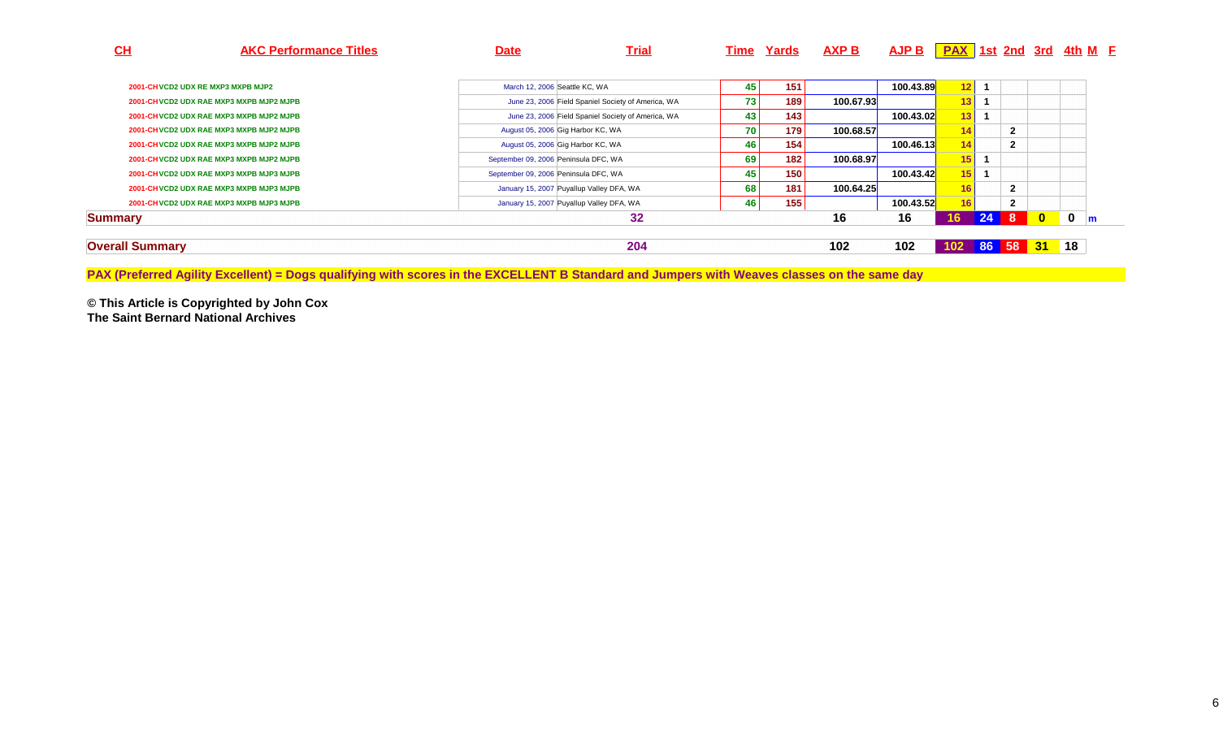| CH | AKC Performance Titles | Date | Trial | Time | Yards | AXP B | AJP B | PAX | 1st | 2nd | 3rd | 4th | M | F |
|---|---|---|---|---|---|---|---|---|---|---|---|---|---|---|
| 2001-CH | VCD2 UDX RE MXP3 MXPB MJP2 | March 12, 2006 | Seattle KC, WA | 45 | 151 | | 100.43.89 | 12 | 1 | | | | | |
| 2001-CH | VCD2 UDX RAE MXP3 MXPB MJP2 MJPB | June 23, 2006 | Field Spaniel Society of America, WA | 73 | 189 | 100.67.93 | | 13 | 1 | | | | | |
| 2001-CH | VCD2 UDX RAE MXP3 MXPB MJP2 MJPB | June 23, 2006 | Field Spaniel Society of America, WA | 43 | 143 | | 100.43.02 | 13 | 1 | | | | | |
| 2001-CH | VCD2 UDX RAE MXP3 MXPB MJP2 MJPB | August 05, 2006 | Gig Harbor KC, WA | 70 | 179 | 100.68.57 | | 14 | | 2 | | | | |
| 2001-CH | VCD2 UDX RAE MXP3 MXPB MJP2 MJPB | August 05, 2006 | Gig Harbor KC, WA | 46 | 154 | | 100.46.13 | 14 | | 2 | | | | |
| 2001-CH | VCD2 UDX RAE MXP3 MXPB MJP2 MJPB | September 09, 2006 | Peninsula DFC, WA | 69 | 182 | 100.68.97 | | 15 | 1 | | | | | |
| 2001-CH | VCD2 UDX RAE MXP3 MXPB MJP3 MJPB | September 09, 2006 | Peninsula DFC, WA | 45 | 150 | | 100.43.42 | 15 | 1 | | | | | |
| 2001-CH | VCD2 UDX RAE MXP3 MXPB MJP3 MJPB | January 15, 2007 | Puyallup Valley DFA, WA | 68 | 181 | 100.64.25 | | 16 | | 2 | | | | |
| 2001-CH | VCD2 UDX RAE MXP3 MXPB MJP3 MJPB | January 15, 2007 | Puyallup Valley DFA, WA | 46 | 155 | | 100.43.52 | 16 | | 2 | | | | |
| **Summary** | | | 32 | | | 16 | 16 | 16 | 24 | 8 | 0 | 0 | m | |
| **Overall Summary** | | | 204 | | | 102 | 102 | 102 | 86 | 58 | 31 | 18 | | |

**PAX (Preferred Agility Excellent) = Dogs qualifying with scores in the EXCELLENT B Standard and Jumpers with Weaves classes on the same day**

**© This Article is Copyrighted by John Cox**
**The Saint Bernard National Archives**